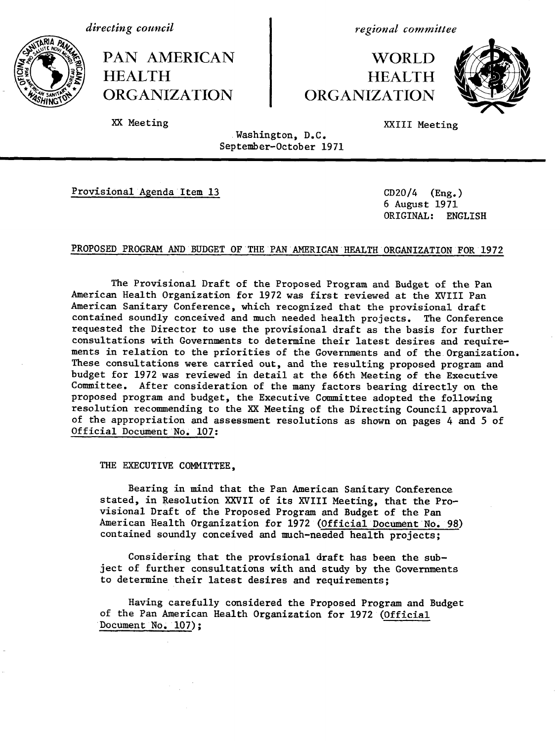*directing council*

PAN AMERICAN HEALTH ORGANIZATION

XX Meeting

*regional committee*

WORLD HEALTH ORGANIZATION

XXIII Meeting

Washington, D.C.
September-October 1971

Provisional Agenda Item 13

CD20/4 (Eng.)
6 August 1971
ORIGINAL: ENGLISH

PROPOSED PROGRAM AND BUDGET OF THE PAN AMERICAN HEALTH ORGANIZATION FOR 1972

The Provisional Draft of the Proposed Program and Budget of the Pan American Health Organization for 1972 was first reviewed at the XVIII Pan American Sanitary Conference, which recognized that the provisional draft contained soundly conceived and much needed health projects. The Conference requested the Director to use the provisional draft as the basis for further consultations with Governments to determine their latest desires and requirements in relation to the priorities of the Governments and of the Organization. These consultations were carried out, and the resulting proposed program and budget for 1972 was reviewed in detail at the 66th Meeting of the Executive Committee. After consideration of the many factors bearing directly on the proposed program and budget, the Executive Committee adopted the following resolution recommending to the XX Meeting of the Directing Council approval of the appropriation and assessment resolutions as shown on pages 4 and 5 of Official Document No. 107:

THE EXECUTIVE COMMITTEE,

Bearing in mind that the Pan American Sanitary Conference stated, in Resolution XXVII of its XVIII Meeting, that the Provisional Draft of the Proposed Program and Budget of the Pan American Health Organization for 1972 (Official Document No. 98) contained soundly conceived and much-needed health projects;

Considering that the provisional draft has been the subject of further consultations with and study by the Governments to determine their latest desires and requirements;

Having carefully considered the Proposed Program and Budget of the Pan American Health Organization for 1972 (Official Document No. 107);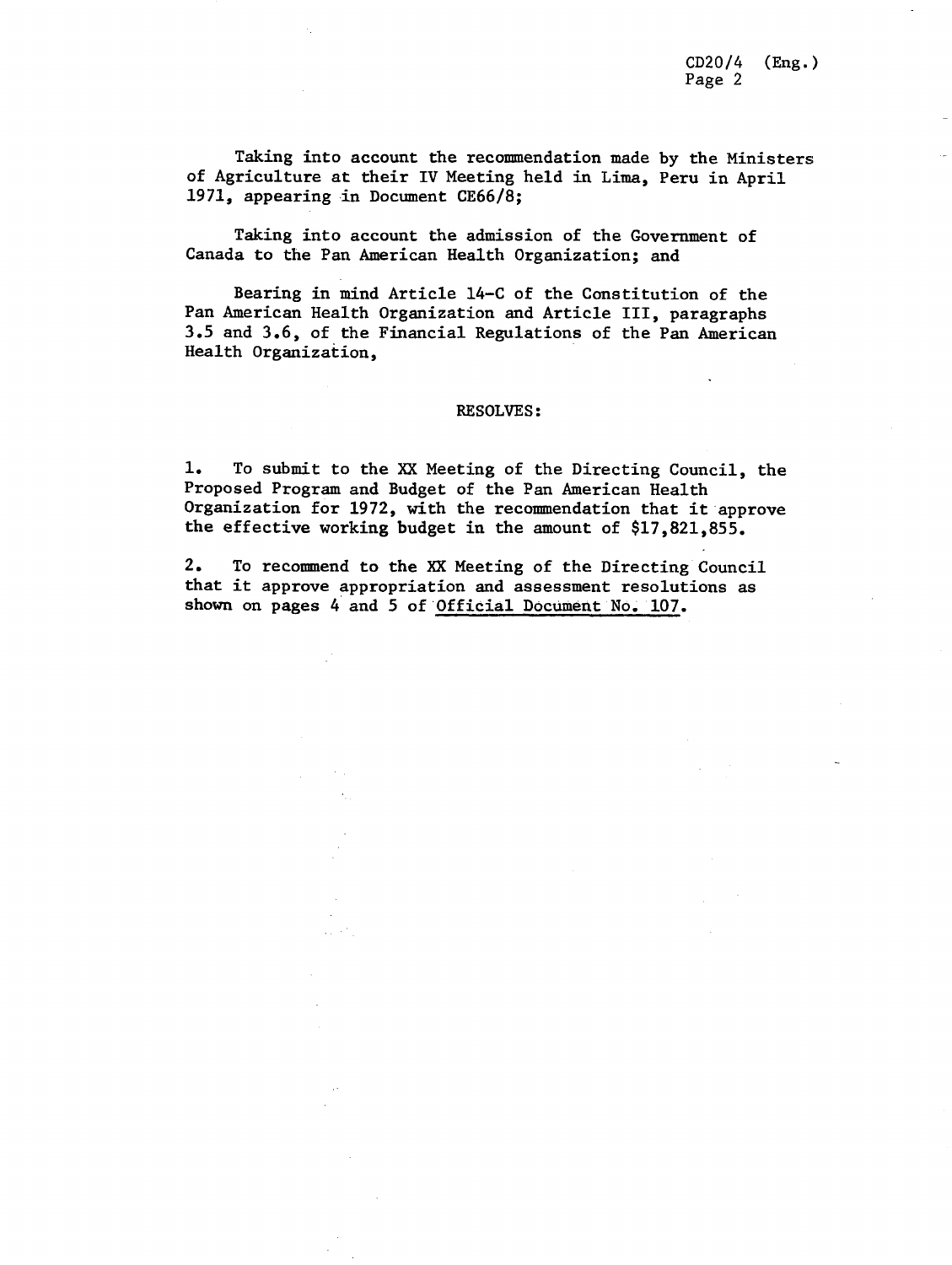Taking into account the recommendation made by the Ministers of Agriculture at their IV Meeting held in Lima, Peru in April 1971, appearing in Document CE66/8;

Taking into account the admission of the Government of Canada to the Pan American Health Organization; and

Bearing in mind Article 14-C of the Constitution of the Pan American Health Organization and Article III, paragraphs 3.5 and 3.6, of the Financial Regulations of the Pan American Health Organization,

RESOLVES:

1. To submit to the XX Meeting of the Directing Council, the Proposed Program and Budget of the Pan American Health Organization for 1972, with the recommendation that it approve the effective working budget in the amount of $17,821,855.

2. To recommend to the XX Meeting of the Directing Council that it approve appropriation and assessment resolutions as shown on pages 4 and 5 of Official Document No. 107.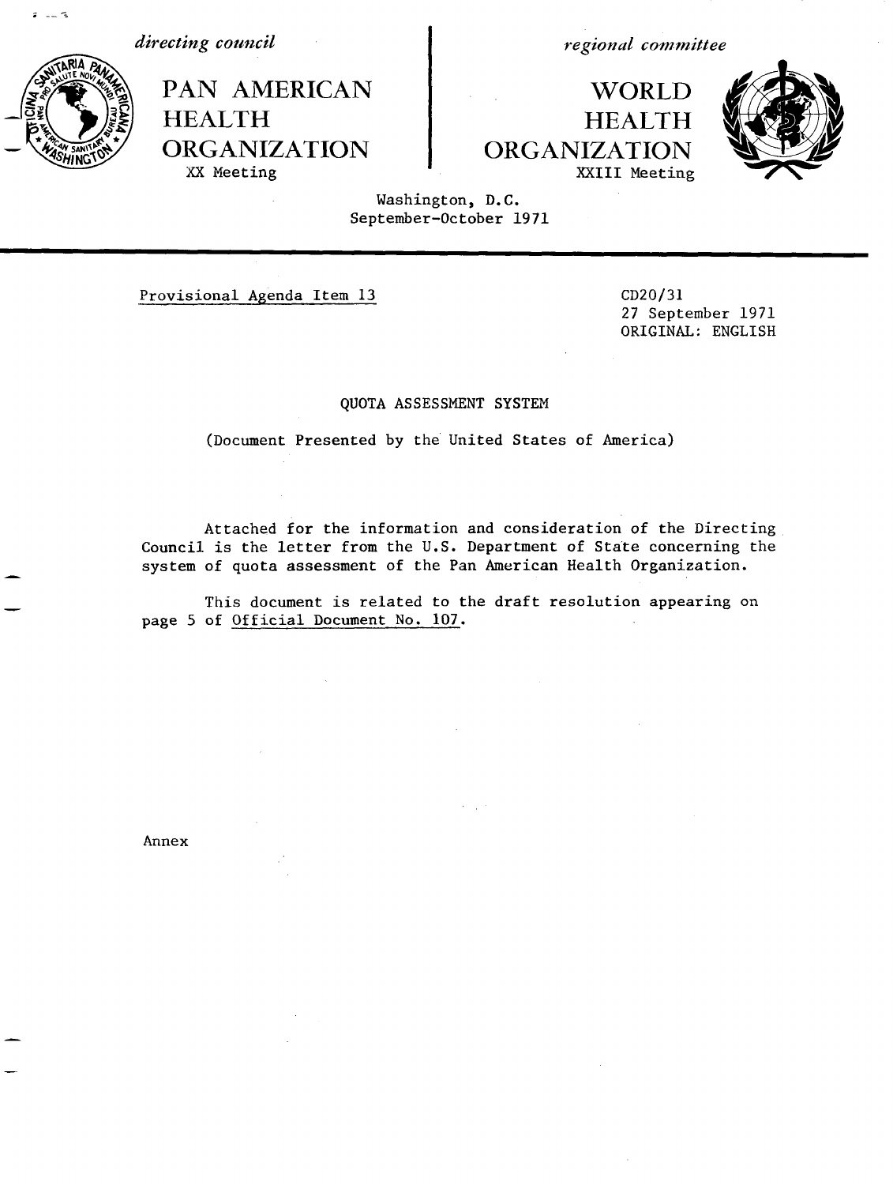*directing council*

# PAN AMERICAN HEALTH ORGANIZATION

XX Meeting

*regional committee*

# WORLD HEALTH ORGANIZATION

XXIII Meeting

Washington, D.C.
September-October 1971

Provisional Agenda Item 13

CD20/31
27 September 1971
ORIGINAL: ENGLISH

## QUOTA ASSESSMENT SYSTEM

(Document Presented by the United States of America)

Attached for the information and consideration of the Directing Council is the letter from the U.S. Department of State concerning the system of quota assessment of the Pan American Health Organization.

This document is related to the draft resolution appearing on page 5 of Official Document No. 107.

Annex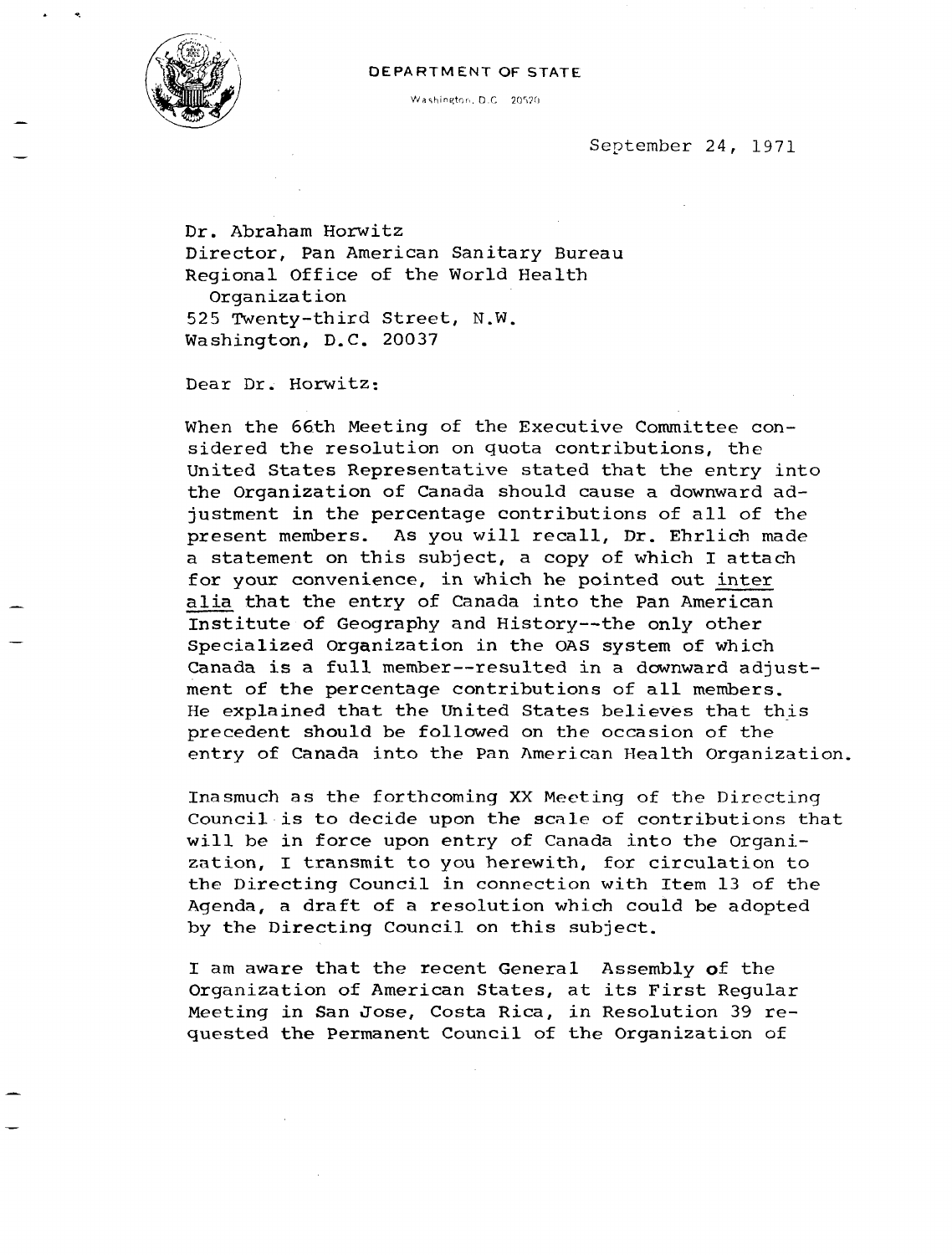DEPARTMENT OF STATE

Washington, D.C. 20520

September 24, 1971

Dr. Abraham Horwitz
Director, Pan American Sanitary Bureau
Regional Office of the World Health
Organization
525 Twenty-third Street, N.W.
Washington, D.C. 20037

Dear Dr. Horwitz:

When the 66th Meeting of the Executive Committee considered the resolution on quota contributions, the United States Representative stated that the entry into the Organization of Canada should cause a downward adjustment in the percentage contributions of all of the present members. As you will recall, Dr. Ehrlich made a statement on this subject, a copy of which I attach for your convenience, in which he pointed out inter alia that the entry of Canada into the Pan American Institute of Geography and History--the only other Specialized Organization in the OAS system of which Canada is a full member--resulted in a downward adjustment of the percentage contributions of all members. He explained that the United States believes that this precedent should be followed on the occasion of the entry of Canada into the Pan American Health Organization.

Inasmuch as the forthcoming XX Meeting of the Directing Council is to decide upon the scale of contributions that will be in force upon entry of Canada into the Organization, I transmit to you herewith, for circulation to the Directing Council in connection with Item 13 of the Agenda, a draft of a resolution which could be adopted by the Directing Council on this subject.

I am aware that the recent General Assembly of the Organization of American States, at its First Regular Meeting in San Jose, Costa Rica, in Resolution 39 requested the Permanent Council of the Organization of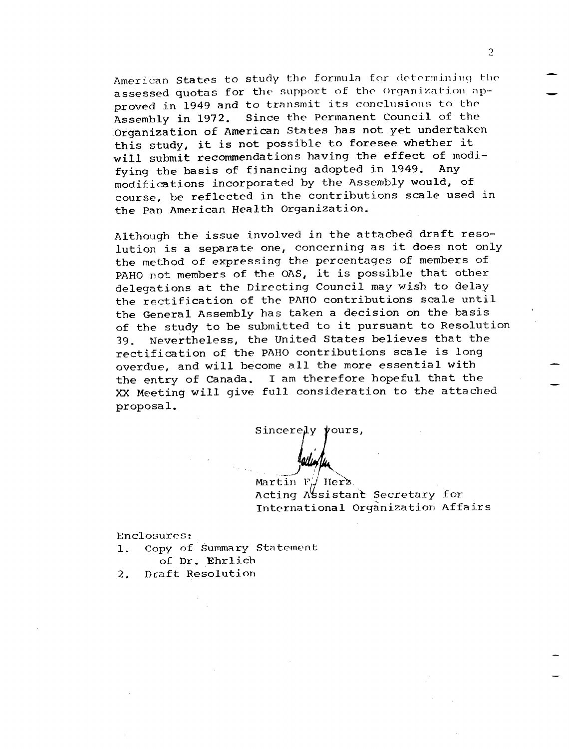American States to study the formula for determining the assessed quotas for the support of the Organization approved in 1949 and to transmit its conclusions to the Assembly in 1972. Since the Permanent Council of the Organization of American States has not yet undertaken this study, it is not possible to foresee whether it will submit recommendations having the effect of modifying the basis of financing adopted in 1949. Any modifications incorporated by the Assembly would, of course, be reflected in the contributions scale used in the Pan American Health Organization.

Although the issue involved in the attached draft resolution is a separate one, concerning as it does not only the method of expressing the percentages of members of PAHO not members of the OAS, it is possible that other delegations at the Directing Council may wish to delay the rectification of the PAHO contributions scale until the General Assembly has taken a decision on the basis of the study to be submitted to it pursuant to Resolution 39. Nevertheless, the United States believes that the rectification of the PAHO contributions scale is long overdue, and will become all the more essential with the entry of Canada. I am therefore hopeful that the XX Meeting will give full consideration to the attached proposal.

Sincerely yours,

Martin F. Herz
Acting Assistant Secretary for
International Organization Affairs

Enclosures:

1. Copy of Summary Statement of Dr. Ehrlich
2. Draft Resolution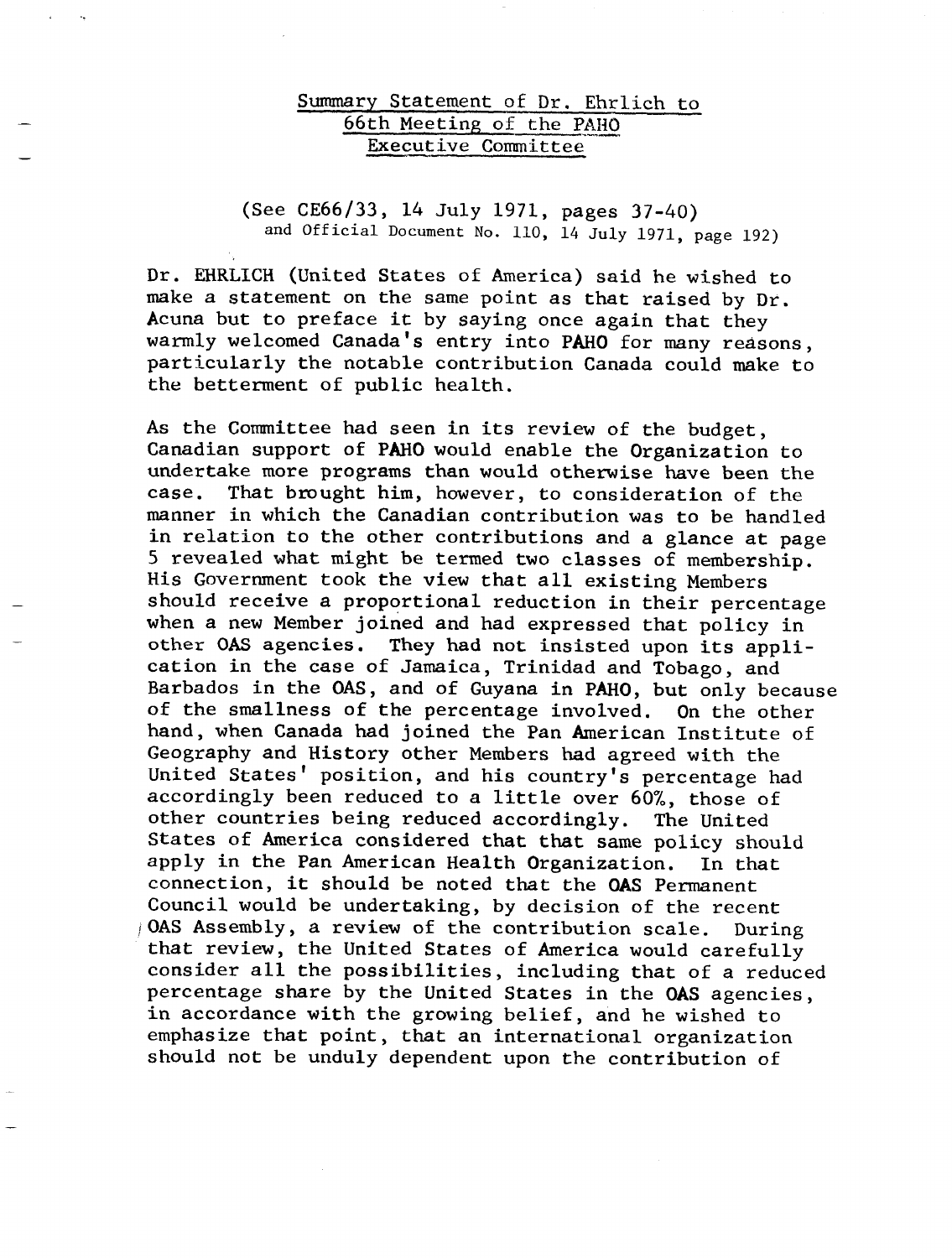Summary Statement of Dr. Ehrlich to
66th Meeting of the PAHO
Executive Committee

(See CE66/33, 14 July 1971, pages 37-40)
and Official Document No. 110, 14 July 1971, page 192)

Dr. EHRLICH (United States of America) said he wished to make a statement on the same point as that raised by Dr. Acuna but to preface it by saying once again that they warmly welcomed Canada's entry into PAHO for many reasons, particularly the notable contribution Canada could make to the betterment of public health.

As the Committee had seen in its review of the budget, Canadian support of PAHO would enable the Organization to undertake more programs than would otherwise have been the case. That brought him, however, to consideration of the manner in which the Canadian contribution was to be handled in relation to the other contributions and a glance at page 5 revealed what might be termed two classes of membership. His Government took the view that all existing Members should receive a proportional reduction in their percentage when a new Member joined and had expressed that policy in other OAS agencies. They had not insisted upon its application in the case of Jamaica, Trinidad and Tobago, and Barbados in the OAS, and of Guyana in PAHO, but only because of the smallness of the percentage involved. On the other hand, when Canada had joined the Pan American Institute of Geography and History other Members had agreed with the United States' position, and his country's percentage had accordingly been reduced to a little over 60%, those of other countries being reduced accordingly. The United States of America considered that that same policy should apply in the Pan American Health Organization. In that connection, it should be noted that the OAS Permanent Council would be undertaking, by decision of the recent OAS Assembly, a review of the contribution scale. During that review, the United States of America would carefully consider all the possibilities, including that of a reduced percentage share by the United States in the OAS agencies, in accordance with the growing belief, and he wished to emphasize that point, that an international organization should not be unduly dependent upon the contribution of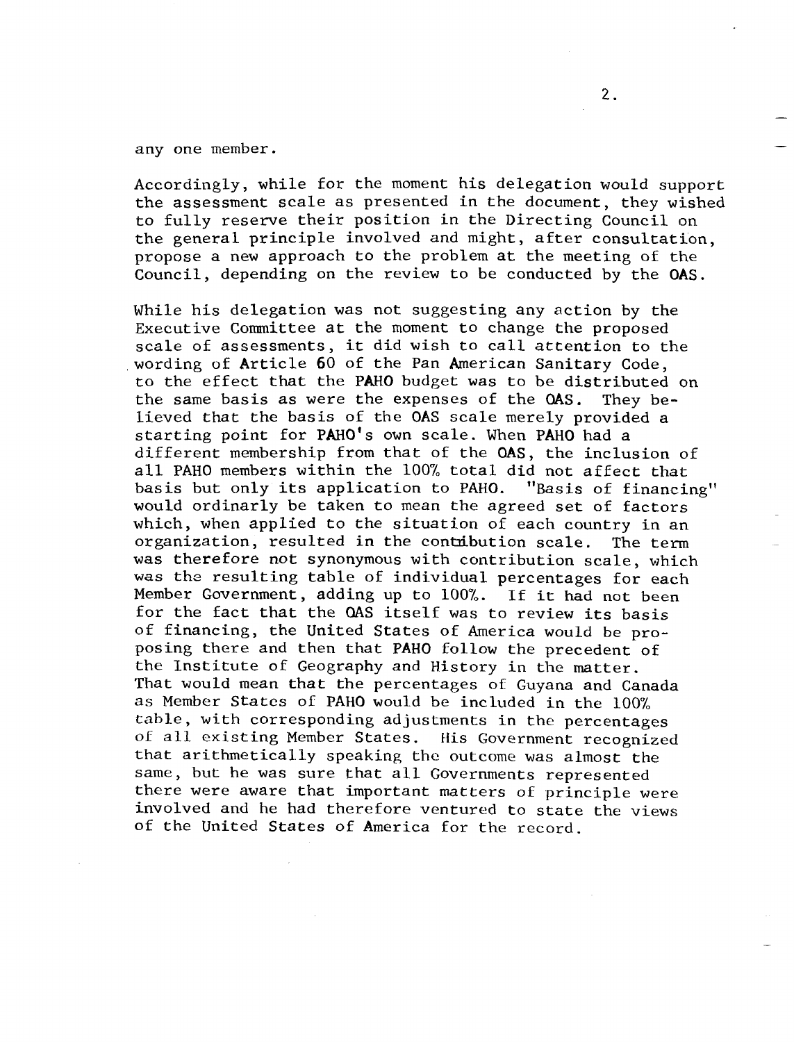any one member.

Accordingly, while for the moment his delegation would support the assessment scale as presented in the document, they wished to fully reserve their position in the Directing Council on the general principle involved and might, after consultation, propose a new approach to the problem at the meeting of the Council, depending on the review to be conducted by the OAS.

While his delegation was not suggesting any action by the Executive Committee at the moment to change the proposed scale of assessments, it did wish to call attention to the wording of Article 60 of the Pan American Sanitary Code, to the effect that the PAHO budget was to be distributed on the same basis as were the expenses of the OAS. They believed that the basis of the OAS scale merely provided a starting point for PAHO's own scale. When PAHO had a different membership from that of the OAS, the inclusion of all PAHO members within the 100% total did not affect that basis but only its application to PAHO. "Basis of financing" would ordinarily be taken to mean the agreed set of factors which, when applied to the situation of each country in an organization, resulted in the contribution scale. The term was therefore not synonymous with contribution scale, which was the resulting table of individual percentages for each Member Government, adding up to 100%. If it had not been for the fact that the OAS itself was to review its basis of financing, the United States of America would be proposing there and then that PAHO follow the precedent of the Institute of Geography and History in the matter. That would mean that the percentages of Guyana and Canada as Member States of PAHO would be included in the 100% table, with corresponding adjustments in the percentages of all existing Member States. His Government recognized that arithmetically speaking the outcome was almost the same, but he was sure that all Governments represented there were aware that important matters of principle were involved and he had therefore ventured to state the views of the United States of America for the record.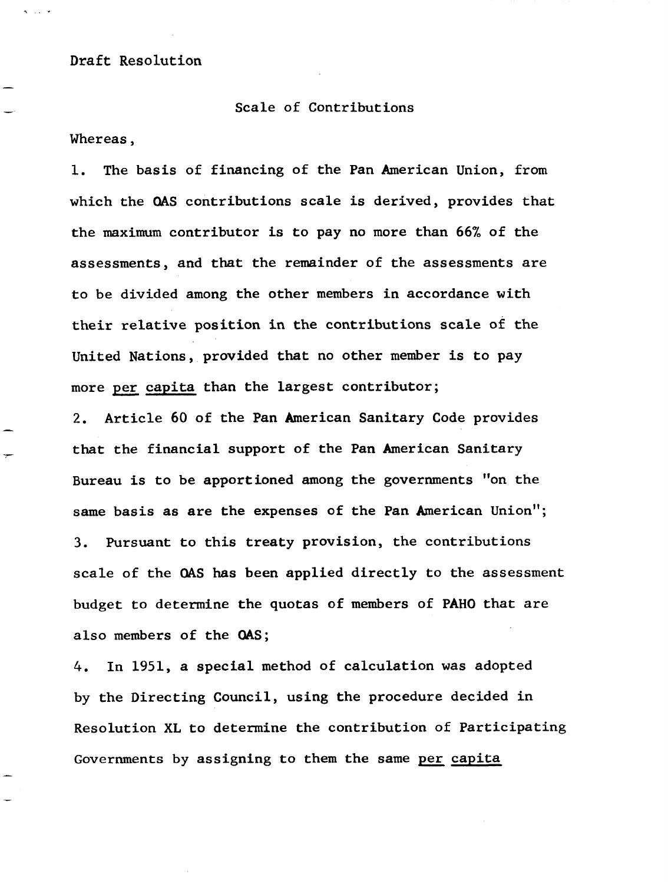Draft Resolution

## Scale of Contributions

Whereas,

1. The basis of financing of the Pan American Union, from which the OAS contributions scale is derived, provides that the maximum contributor is to pay no more than 66% of the assessments, and that the remainder of the assessments are to be divided among the other members in accordance with their relative position in the contributions scale of the United Nations, provided that no other member is to pay more *per capita* than the largest contributor;

2. Article 60 of the Pan American Sanitary Code provides that the financial support of the Pan American Sanitary Bureau is to be apportioned among the governments "on the same basis as are the expenses of the Pan American Union";

3. Pursuant to this treaty provision, the contributions scale of the OAS has been applied directly to the assessment budget to determine the quotas of members of PAHO that are also members of the OAS;

4. In 1951, a special method of calculation was adopted by the Directing Council, using the procedure decided in Resolution XL to determine the contribution of Participating Governments by assigning to them the same *per capita*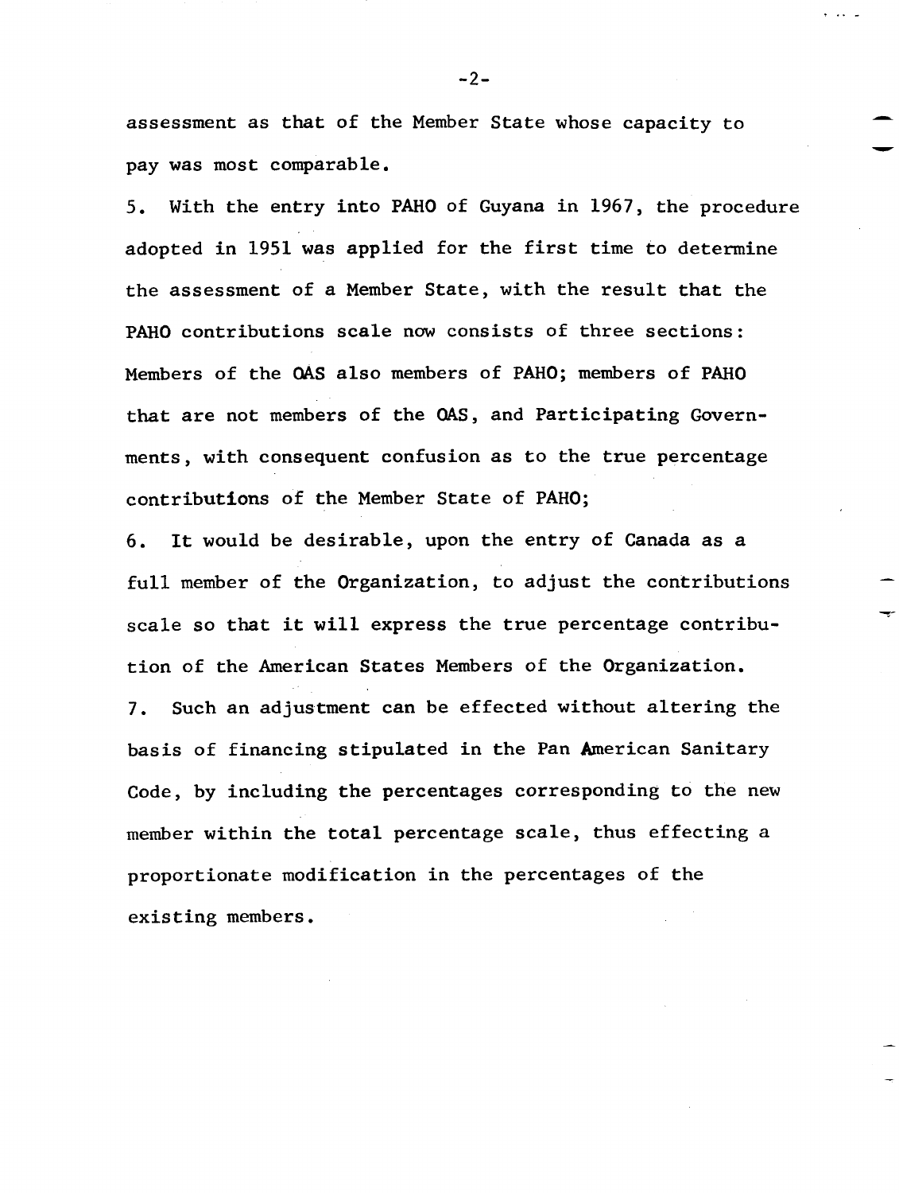assessment as that of the Member State whose capacity to pay was most comparable.

5. With the entry into PAHO of Guyana in 1967, the procedure adopted in 1951 was applied for the first time to determine the assessment of a Member State, with the result that the PAHO contributions scale now consists of three sections: Members of the OAS also members of PAHO; members of PAHO that are not members of the OAS, and Participating Governments, with consequent confusion as to the true percentage contributions of the Member State of PAHO;

6. It would be desirable, upon the entry of Canada as a full member of the Organization, to adjust the contributions scale so that it will express the true percentage contribution of the American States Members of the Organization.

7. Such an adjustment can be effected without altering the basis of financing stipulated in the Pan American Sanitary Code, by including the percentages corresponding to the new member within the total percentage scale, thus effecting a proportionate modification in the percentages of the existing members.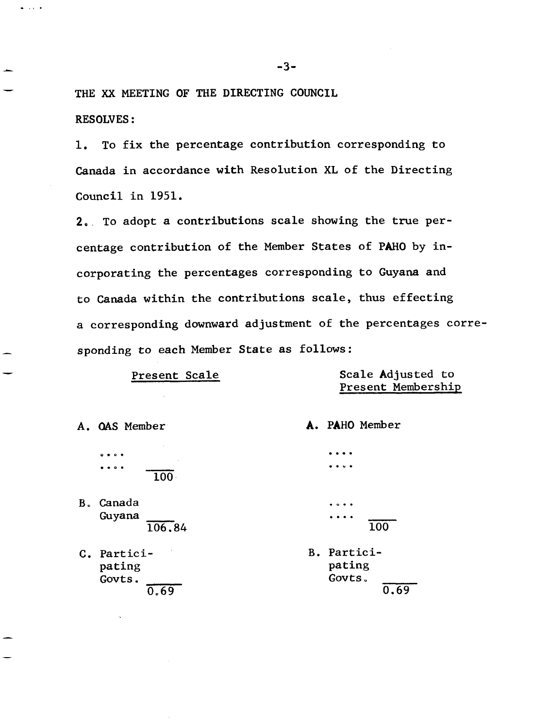THE XX MEETING OF THE DIRECTING COUNCIL

RESOLVES:

1. To fix the percentage contribution corresponding to Canada in accordance with Resolution XL of the Directing Council in 1951.

2. To adopt a contributions scale showing the true percentage contribution of the Member States of PAHO by incorporating the percentages corresponding to Guyana and to Canada within the contributions scale, thus effecting a corresponding downward adjustment of the percentages corresponding to each Member State as follows:

| Present Scale | | Scale Adjusted to Present Membership | |
|---|---|---|---|
| A. OAS Member | | A. PAHO Member | |
| .... | | .... | |
| .... | 100 | .... | |
| B. Canada | | .... | |
| Guyana | 106.84 | .... | 100 |
| C. Participating Govts. | 0.69 | B. Participating Govts. | 0.69 |